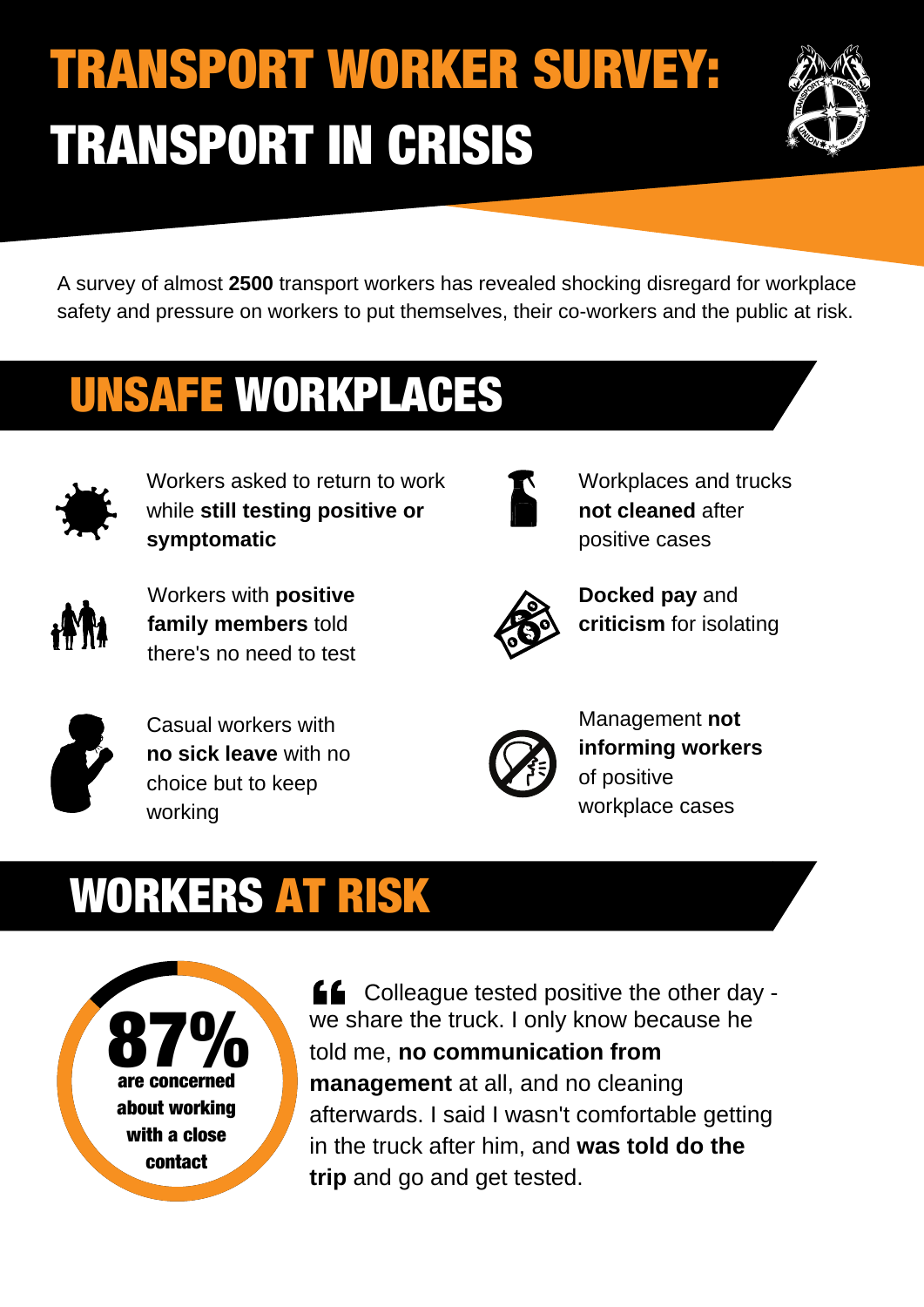# TRANSPORT WORKER SURVEY: TRANSPORT IN CRISIS

A survey of almost **2500** transport workers has revealed shocking disregard for workplace safety and pressure on workers to put themselves, their co-workers and the public at risk.

## UNSAFE WORKPLACES

- Workers asked to return to work while **still testing positive or symptomatic**
- Workplaces and trucks **not cleaned** after positive cases
- Workers with **positive family members** told there's no need to test
- **Docked pay** and **criticism** for isolating
- Casual workers with **no sick leave** with no choice but to keep working
- Management **not informing workers** of positive workplace cases

## WORKERS AT RISK

**87%** are concerned about working with a close contact

> Colleague tested positive the other day - we share the truck. I only know because he told me, **no communication from management** at all, and no cleaning afterwards. I said I wasn't comfortable getting in the truck after him, and **was told do the trip** and go and get tested.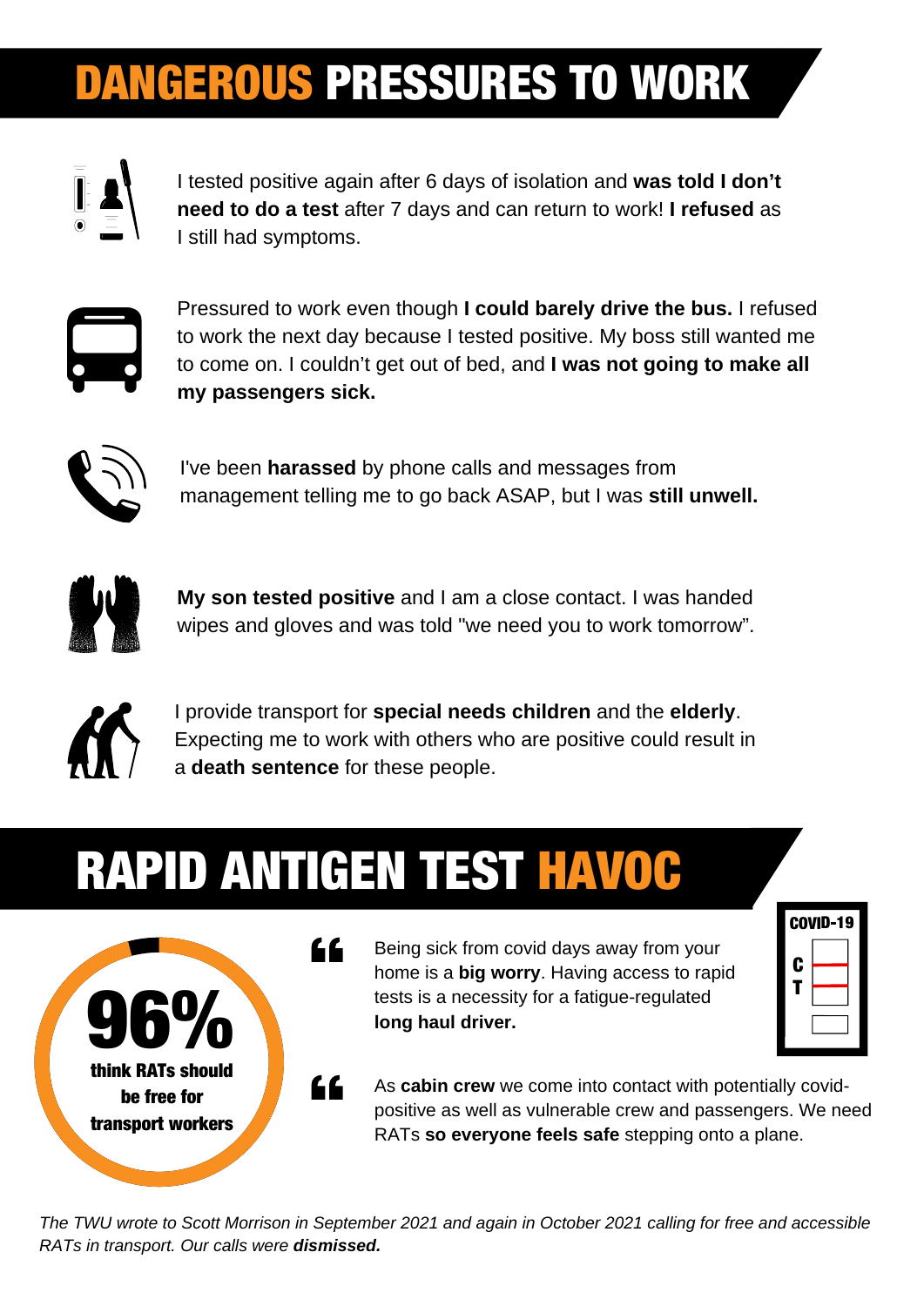# DANGEROUS PRESSURES TO WORK

I tested positive again after 6 days of isolation and **was told I don't need to do a test** after 7 days and can return to work! **I refused** as I still had symptoms.

Pressured to work even though **I could barely drive the bus.** I refused to work the next day because I tested positive. My boss still wanted me to come on. I couldn't get out of bed, and **I was not going to make all my passengers sick.**

I've been **harassed** by phone calls and messages from management telling me to go back ASAP, but I was **still unwell.**

**My son tested positive** and I am a close contact. I was handed wipes and gloves and was told "we need you to work tomorrow".

I provide transport for **special needs children** and the **elderly**. Expecting me to work with others who are positive could result in a **death sentence** for these people.

# RAPID ANTIGEN TEST HAVOC

**96%**

**think RATs should be free for transport workers**

"Being sick from covid days away from your home is a **big worry**. Having access to rapid tests is a necessity for a fatigue-regulated **long haul driver.**

"As **cabin crew** we come into contact with potentially covid-positive as well as vulnerable crew and passengers. We need RATs **so everyone feels safe** stepping onto a plane.

*The TWU wrote to Scott Morrison in September 2021 and again in October 2021 calling for free and accessible RATs in transport. Our calls were **dismissed.***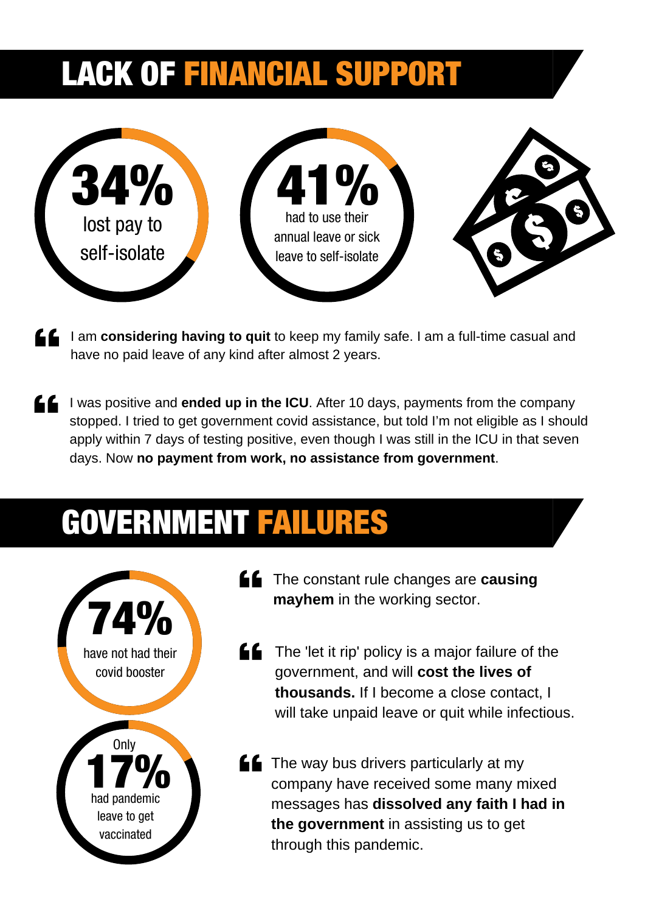# LACK OF FINANCIAL SUPPORT

**34%** lost pay to self-isolate

**41%** had to use their annual leave or sick leave to self-isolate

> I am **considering having to quit** to keep my family safe. I am a full-time casual and have no paid leave of any kind after almost 2 years.

> I was positive and **ended up in the ICU**. After 10 days, payments from the company stopped. I tried to get government covid assistance, but told I'm not eligible as I should apply within 7 days of testing positive, even though I was still in the ICU in that seven days. Now **no payment from work, no assistance from government**.

# GOVERNMENT FAILURES

**74%** have not had their covid booster

Only **17%** had pandemic leave to get vaccinated

> The constant rule changes are **causing mayhem** in the working sector.

> The 'let it rip' policy is a major failure of the government, and will **cost the lives of thousands.** If I become a close contact, I will take unpaid leave or quit while infectious.

> The way bus drivers particularly at my company have received some many mixed messages has **dissolved any faith I had in the government** in assisting us to get through this pandemic.